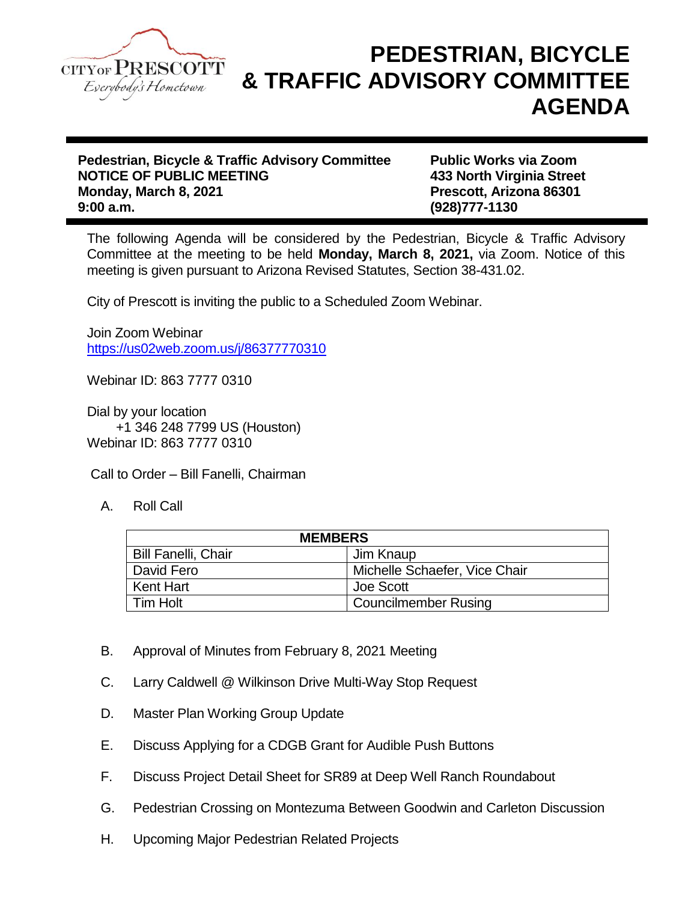# PEDESTRIAN, BICYCLE & TRAFFIC ADVISORY COMMITTEE AGENDA

**Pedestrian, Bicycle & Traffic Advisory Committee**
**NOTICE OF PUBLIC MEETING**
**Monday, March 8, 2021**
**9:00 a.m.**

**Public Works via Zoom**
**433 North Virginia Street**
**Prescott, Arizona 86301**
**(928)777-1130**

The following Agenda will be considered by the Pedestrian, Bicycle & Traffic Advisory Committee at the meeting to be held **Monday, March 8, 2021,** via Zoom. Notice of this meeting is given pursuant to Arizona Revised Statutes, Section 38-431.02.

City of Prescott is inviting the public to a Scheduled Zoom Webinar.

Join Zoom Webinar
https://us02web.zoom.us/j/86377770310

Webinar ID: 863 7777 0310

Dial by your location
+1 346 248 7799 US (Houston)
Webinar ID: 863 7777 0310

Call to Order – Bill Fanelli, Chairman

A. Roll Call

| **MEMBERS** | |
|---|---|
| Bill Fanelli, Chair | Jim Knaup |
| David Fero | Michelle Schaefer, Vice Chair |
| Kent Hart | Joe Scott |
| Tim Holt | Councilmember Rusing |

B. Approval of Minutes from February 8, 2021 Meeting

C. Larry Caldwell @ Wilkinson Drive Multi-Way Stop Request

D. Master Plan Working Group Update

E. Discuss Applying for a CDGB Grant for Audible Push Buttons

F. Discuss Project Detail Sheet for SR89 at Deep Well Ranch Roundabout

G. Pedestrian Crossing on Montezuma Between Goodwin and Carleton Discussion

H. Upcoming Major Pedestrian Related Projects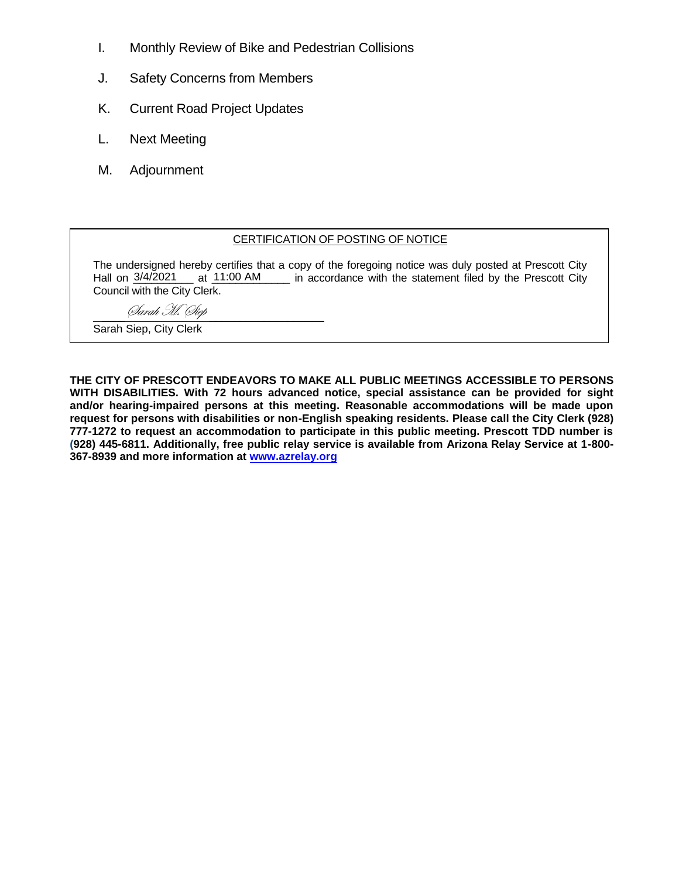I. Monthly Review of Bike and Pedestrian Collisions

J. Safety Concerns from Members

K. Current Road Project Updates

L. Next Meeting

M. Adjournment

CERTIFICATION OF POSTING OF NOTICE

The undersigned hereby certifies that a copy of the foregoing notice was duly posted at Prescott City Hall on 3/4/2021 at 11:00 AM in accordance with the statement filed by the Prescott City Council with the City Clerk.

*Sarah M. Siep*

Sarah Siep, City Clerk

**THE CITY OF PRESCOTT ENDEAVORS TO MAKE ALL PUBLIC MEETINGS ACCESSIBLE TO PERSONS WITH DISABILITIES. With 72 hours advanced notice, special assistance can be provided for sight and/or hearing-impaired persons at this meeting. Reasonable accommodations will be made upon request for persons with disabilities or non-English speaking residents. Please call the City Clerk (928) 777-1272 to request an accommodation to participate in this public meeting. Prescott TDD number is (928) 445-6811. Additionally, free public relay service is available from Arizona Relay Service at 1-800-367-8939 and more information at [www.azrelay.org](http://www.azrelay.org)**